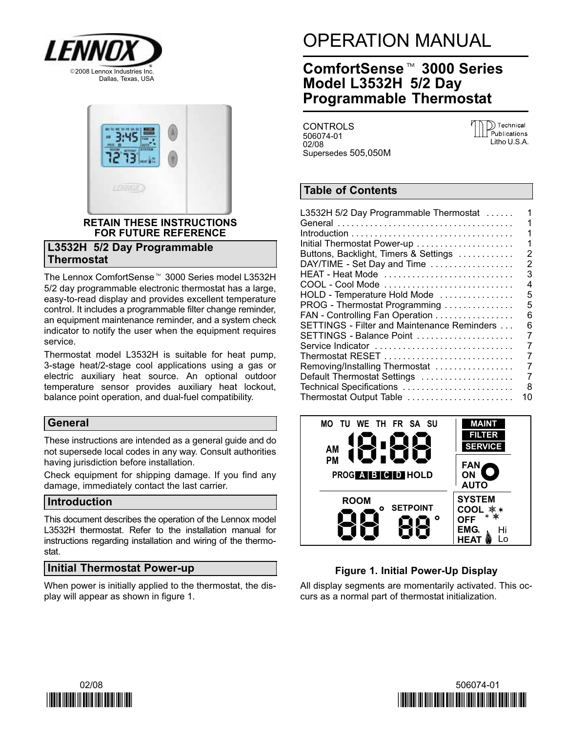©2008 Lennox Industries Inc.
Dallas, Texas, USA

# OPERATION MANUAL

## ComfortSense™ 3000 Series Model L3532H 5/2 Day Programmable Thermostat

CONTROLS
506074-01
02/08
Supersedes 505,050M

Technical Publications
Litho U.S.A.

**RETAIN THESE INSTRUCTIONS FOR FUTURE REFERENCE**

## Table of Contents

| | |
|---|---|
| L3532H 5/2 Day Programmable Thermostat | 1 |
| General | 1 |
| Introduction | 1 |
| Initial Thermostat Power-up | 1 |
| Buttons, Backlight, Timers & Settings | 2 |
| DAY/TIME - Set Day and Time | 2 |
| HEAT - Heat Mode | 3 |
| COOL - Cool Mode | 4 |
| HOLD - Temperature Hold Mode | 5 |
| PROG - Thermostat Programming | 5 |
| FAN - Controlling Fan Operation | 6 |
| SETTINGS - Filter and Maintenance Reminders | 6 |
| SETTINGS - Balance Point | 7 |
| Service Indicator | 7 |
| Thermostat RESET | 7 |
| Removing/Installing Thermostat | 7 |
| Default Thermostat Settings | 7 |
| Technical Specifications | 8 |
| Thermostat Output Table | 10 |

## L3532H 5/2 Day Programmable Thermostat

The Lennox ComfortSense™ 3000 Series model L3532H 5/2 day programmable electronic thermostat has a large, easy-to-read display and provides excellent temperature control. It includes a programmable filter change reminder, an equipment maintenance reminder, and a system check indicator to notify the user when the equipment requires service.

Thermostat model L3532H is suitable for heat pump, 3-stage heat/2-stage cool applications using a gas or electric auxiliary heat source. An optional outdoor temperature sensor provides auxiliary heat lockout, balance point operation, and dual-fuel compatibility.

## General

These instructions are intended as a general guide and do not supersede local codes in any way. Consult authorities having jurisdiction before installation.

Check equipment for shipping damage. If you find any damage, immediately contact the last carrier.

## Introduction

This document describes the operation of the Lennox model L3532H thermostat. Refer to the installation manual for instructions regarding installation and wiring of the thermostat.

## Initial Thermostat Power-up

When power is initially applied to the thermostat, the display will appear as shown in figure 1.

**Figure 1. Initial Power-Up Display**

All display segments are momentarily activated. This occurs as a normal part of thermostat initialization.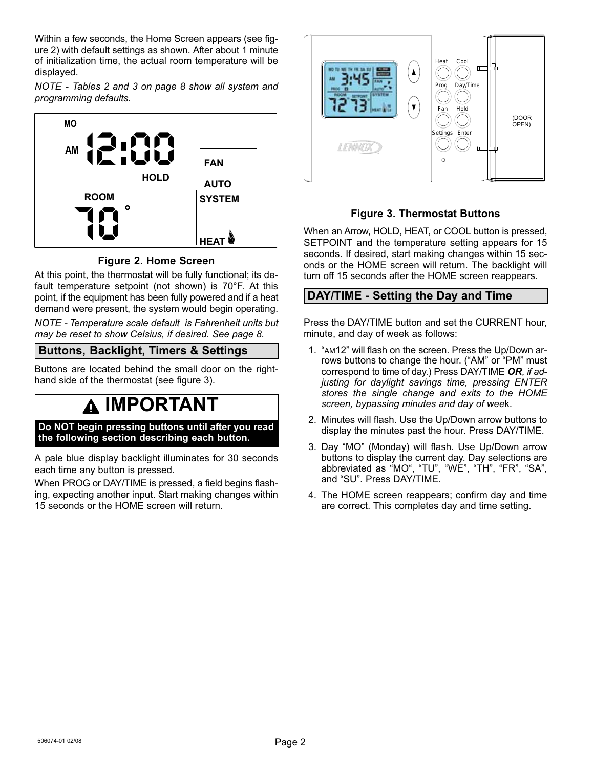Within a few seconds, the Home Screen appears (see figure 2) with default settings as shown. After about 1 minute of initialization time, the actual room temperature will be displayed.

*NOTE - Tables 2 and 3 on page 8 show all system and programming defaults.*

**Figure 2. Home Screen**

At this point, the thermostat will be fully functional; its default temperature setpoint (not shown) is 70°F. At this point, if the equipment has been fully powered and if a heat demand were present, the system would begin operating.

*NOTE - Temperature scale default is Fahrenheit units but may be reset to show Celsius, if desired. See page 8.*

## Buttons, Backlight, Timers & Settings

Buttons are located behind the small door on the right-hand side of the thermostat (see figure 3).

> **⚠ IMPORTANT**
>
> **Do NOT begin pressing buttons until after you read the following section describing each button.**

A pale blue display backlight illuminates for 30 seconds each time any button is pressed.

When PROG or DAY/TIME is pressed, a field begins flashing, expecting another input. Start making changes within 15 seconds or the HOME screen will return.

**Figure 3. Thermostat Buttons**

When an Arrow, HOLD, HEAT, or COOL button is pressed, SETPOINT and the temperature setting appears for 15 seconds. If desired, start making changes within 15 seconds or the HOME screen will return. The backlight will turn off 15 seconds after the HOME screen reappears.

## DAY/TIME - Setting the Day and Time

Press the DAY/TIME button and set the CURRENT hour, minute, and day of week as follows:

1. "AM12" will flash on the screen. Press the Up/Down arrows buttons to change the hour. ("AM" or "PM" must correspond to time of day.) Press DAY/TIME ***OR****, if adjusting for daylight savings time, pressing ENTER stores the single change and exits to the HOME screen, bypassing minutes and day of week.*
2. Minutes will flash. Use the Up/Down arrow buttons to display the minutes past the hour. Press DAY/TIME.
3. Day "MO" (Monday) will flash. Use Up/Down arrow buttons to display the current day. Day selections are abbreviated as "MO", "TU", "WE", "TH", "FR", "SA", and "SU". Press DAY/TIME.
4. The HOME screen reappears; confirm day and time are correct. This completes day and time setting.

506074-01 02/08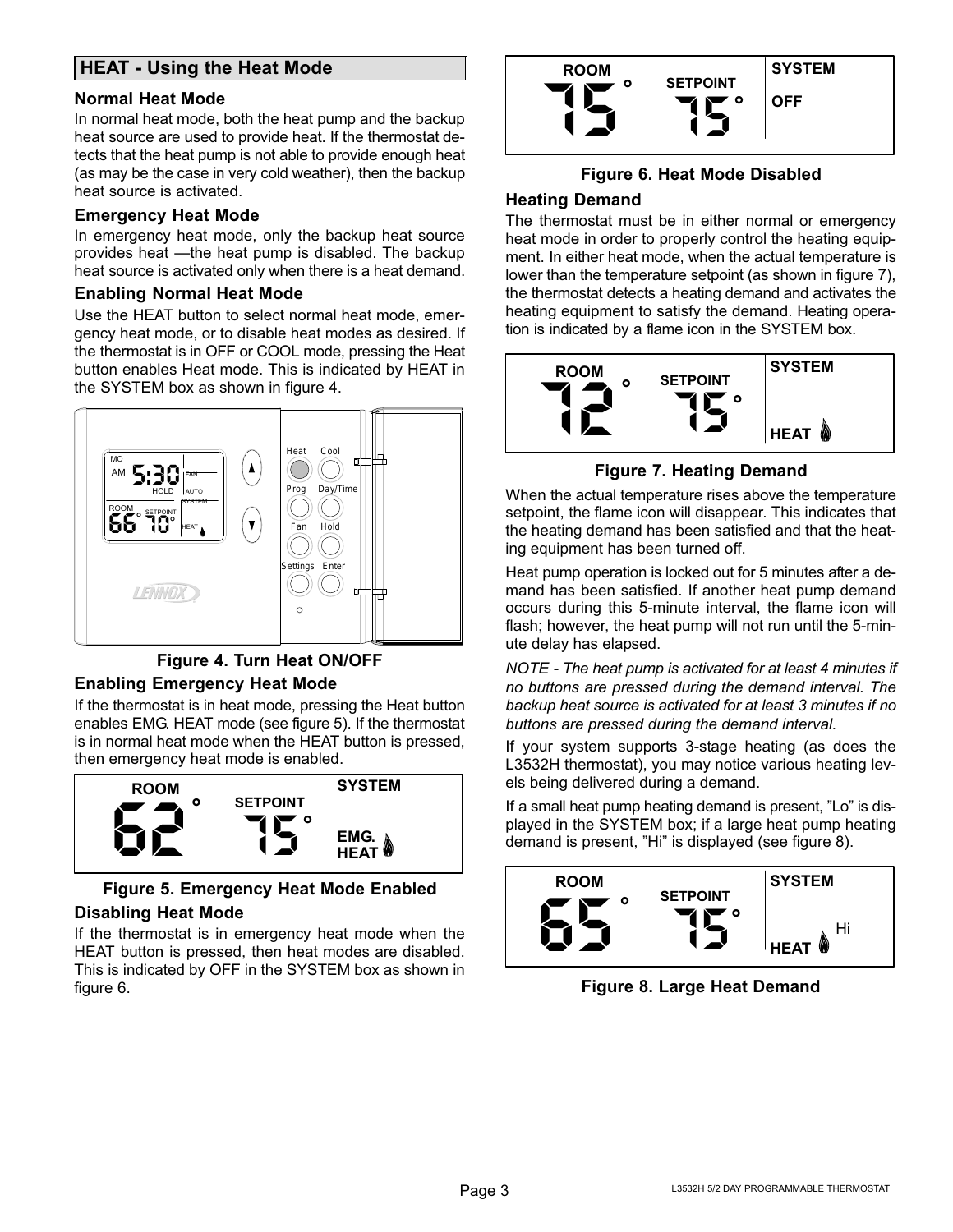## HEAT - Using the Heat Mode

### Normal Heat Mode

In normal heat mode, both the heat pump and the backup heat source are used to provide heat. If the thermostat detects that the heat pump is not able to provide enough heat (as may be the case in very cold weather), then the backup heat source is activated.

### Emergency Heat Mode

In emergency heat mode, only the backup heat source provides heat —the heat pump is disabled. The backup heat source is activated only when there is a heat demand.

### Enabling Normal Heat Mode

Use the HEAT button to select normal heat mode, emergency heat mode, or to disable heat modes as desired. If the thermostat is in OFF or COOL mode, pressing the Heat button enables Heat mode. This is indicated by HEAT in the SYSTEM box as shown in figure 4.

**Figure 4. Turn Heat ON/OFF**

### Enabling Emergency Heat Mode

If the thermostat is in heat mode, pressing the Heat button enables EMG. HEAT mode (see figure 5). If the thermostat is in normal heat mode when the HEAT button is pressed, then emergency heat mode is enabled.

**Figure 5. Emergency Heat Mode Enabled**

### Disabling Heat Mode

If the thermostat is in emergency heat mode when the HEAT button is pressed, then heat modes are disabled. This is indicated by OFF in the SYSTEM box as shown in figure 6.

**Figure 6. Heat Mode Disabled**

### Heating Demand

The thermostat must be in either normal or emergency heat mode in order to properly control the heating equipment. In either heat mode, when the actual temperature is lower than the temperature setpoint (as shown in figure 7), the thermostat detects a heating demand and activates the heating equipment to satisfy the demand. Heating operation is indicated by a flame icon in the SYSTEM box.

**Figure 7. Heating Demand**

When the actual temperature rises above the temperature setpoint, the flame icon will disappear. This indicates that the heating demand has been satisfied and that the heating equipment has been turned off.

Heat pump operation is locked out for 5 minutes after a demand has been satisfied. If another heat pump demand occurs during this 5-minute interval, the flame icon will flash; however, the heat pump will not run until the 5-minute delay has elapsed.

*NOTE - The heat pump is activated for at least 4 minutes if no buttons are pressed during the demand interval. The backup heat source is activated for at least 3 minutes if no buttons are pressed during the demand interval.*

If your system supports 3-stage heating (as does the L3532H thermostat), you may notice various heating levels being delivered during a demand.

If a small heat pump heating demand is present, ”Lo” is displayed in the SYSTEM box; if a large heat pump heating demand is present, ”Hi” is displayed (see figure 8).

**Figure 8. Large Heat Demand**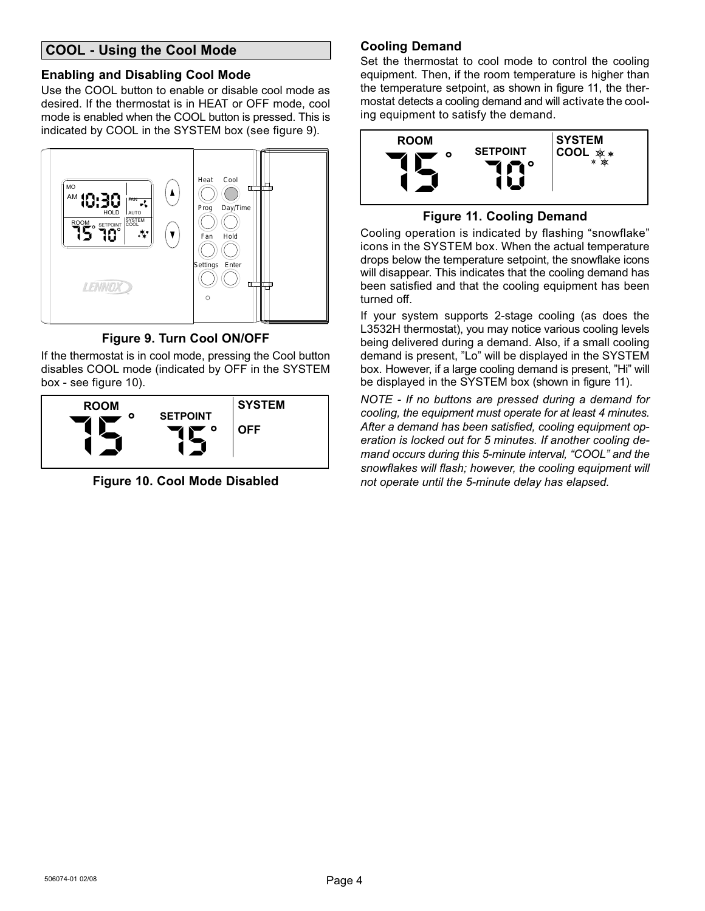## COOL - Using the Cool Mode

### Enabling and Disabling Cool Mode

Use the COOL button to enable or disable cool mode as desired. If the thermostat is in HEAT or OFF mode, cool mode is enabled when the COOL button is pressed. This is indicated by COOL in the SYSTEM box (see figure 9).

**Figure 9. Turn Cool ON/OFF**

If the thermostat is in cool mode, pressing the Cool button disables COOL mode (indicated by OFF in the SYSTEM box - see figure 10).

**Figure 10. Cool Mode Disabled**

### Cooling Demand

Set the thermostat to cool mode to control the cooling equipment. Then, if the room temperature is higher than the temperature setpoint, as shown in figure 11, the thermostat detects a cooling demand and will activate the cooling equipment to satisfy the demand.

**Figure 11. Cooling Demand**

Cooling operation is indicated by flashing "snowflake" icons in the SYSTEM box. When the actual temperature drops below the temperature setpoint, the snowflake icons will disappear. This indicates that the cooling demand has been satisfied and that the cooling equipment has been turned off.

If your system supports 2-stage cooling (as does the L3532H thermostat), you may notice various cooling levels being delivered during a demand. Also, if a small cooling demand is present, "Lo" will be displayed in the SYSTEM box. However, if a large cooling demand is present, "Hi" will be displayed in the SYSTEM box (shown in figure 11).

*NOTE - If no buttons are pressed during a demand for cooling, the equipment must operate for at least 4 minutes. After a demand has been satisfied, cooling equipment operation is locked out for 5 minutes. If another cooling demand occurs during this 5-minute interval, "COOL" and the snowflakes will flash; however, the cooling equipment will not operate until the 5-minute delay has elapsed.*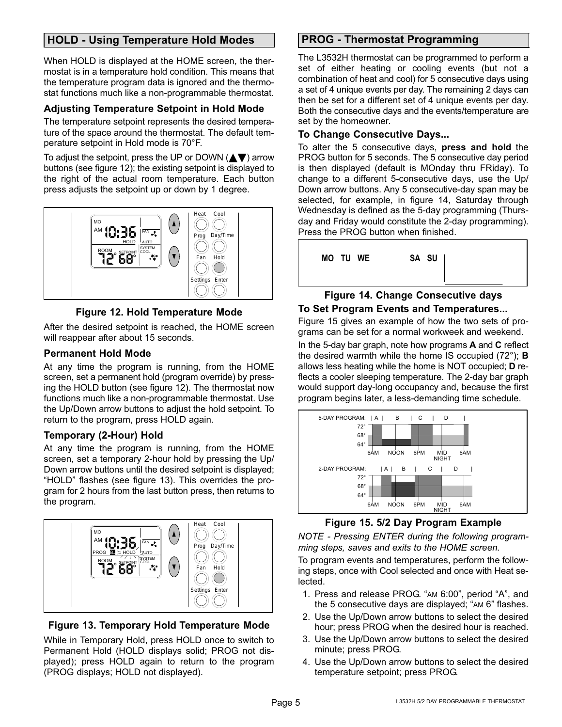## HOLD - Using Temperature Hold Modes

When HOLD is displayed at the HOME screen, the thermostat is in a temperature hold condition. This means that the temperature program data is ignored and the thermostat functions much like a non-programmable thermostat.

### Adjusting Temperature Setpoint in Hold Mode

The temperature setpoint represents the desired temperature of the space around the thermostat. The default temperature setpoint in Hold mode is 70°F.

To adjust the setpoint, press the UP or DOWN (▲▼) arrow buttons (see figure 12); the existing setpoint is displayed to the right of the actual room temperature. Each button press adjusts the setpoint up or down by 1 degree.

**Figure 12. Hold Temperature Mode**

After the desired setpoint is reached, the HOME screen will reappear after about 15 seconds.

### Permanent Hold Mode

At any time the program is running, from the HOME screen, set a permanent hold (program override) by pressing the HOLD button (see figure 12). The thermostat now functions much like a non-programmable thermostat. Use the Up/Down arrow buttons to adjust the hold setpoint. To return to the program, press HOLD again.

### Temporary (2-Hour) Hold

At any time the program is running, from the HOME screen, set a temporary 2-hour hold by pressing the Up/Down arrow buttons until the desired setpoint is displayed; "HOLD" flashes (see figure 13). This overrides the program for 2 hours from the last button press, then returns to the program.

**Figure 13. Temporary Hold Temperature Mode**

While in Temporary Hold, press HOLD once to switch to Permanent Hold (HOLD displays solid; PROG not displayed); press HOLD again to return to the program (PROG displays; HOLD not displayed).

## PROG - Thermostat Programming

The L3532H thermostat can be programmed to perform a set of either heating or cooling events (but not a combination of heat and cool) for 5 consecutive days using a set of 4 unique events per day. The remaining 2 days can then be set for a different set of 4 unique events per day. Both the consecutive days and the events/temperature are set by the homeowner.

### To Change Consecutive Days...

To alter the 5 consecutive days, **press and hold** the PROG button for 5 seconds. The 5 consecutive day period is then displayed (default is MOnday thru FRiday). To change to a different 5-consecutive days, use the Up/Down arrow buttons. Any 5 consecutive-day span may be selected, for example, in figure 14, Saturday through Wednesday is defined as the 5-day programming (Thursday and Friday would constitute the 2-day programming). Press the PROG button when finished.

MO TU WE SA SU

**Figure 14. Change Consecutive days**

### To Set Program Events and Temperatures...

Figure 15 gives an example of how the two sets of programs can be set for a normal workweek and weekend.

In the 5-day bar graph, note how programs **A** and **C** reflect the desired warmth while the home IS occupied (72°); **B** allows less heating while the home is NOT occupied; **D** reflects a cooler sleeping temperature. The 2-day bar graph would support day-long occupancy and, because the first program begins later, a less-demanding time schedule.

**Figure 15. 5/2 Day Program Example**

*NOTE - Pressing ENTER during the following programming steps, saves and exits to the HOME screen.*

To program events and temperatures, perform the following steps, once with Cool selected and once with Heat selected.

1. Press and release PROG. "AM 6:00", period "A", and the 5 consecutive days are displayed; "AM 6" flashes.
2. Use the Up/Down arrow buttons to select the desired hour; press PROG when the desired hour is reached.
3. Use the Up/Down arrow buttons to select the desired minute; press PROG.
4. Use the Up/Down arrow buttons to select the desired temperature setpoint; press PROG.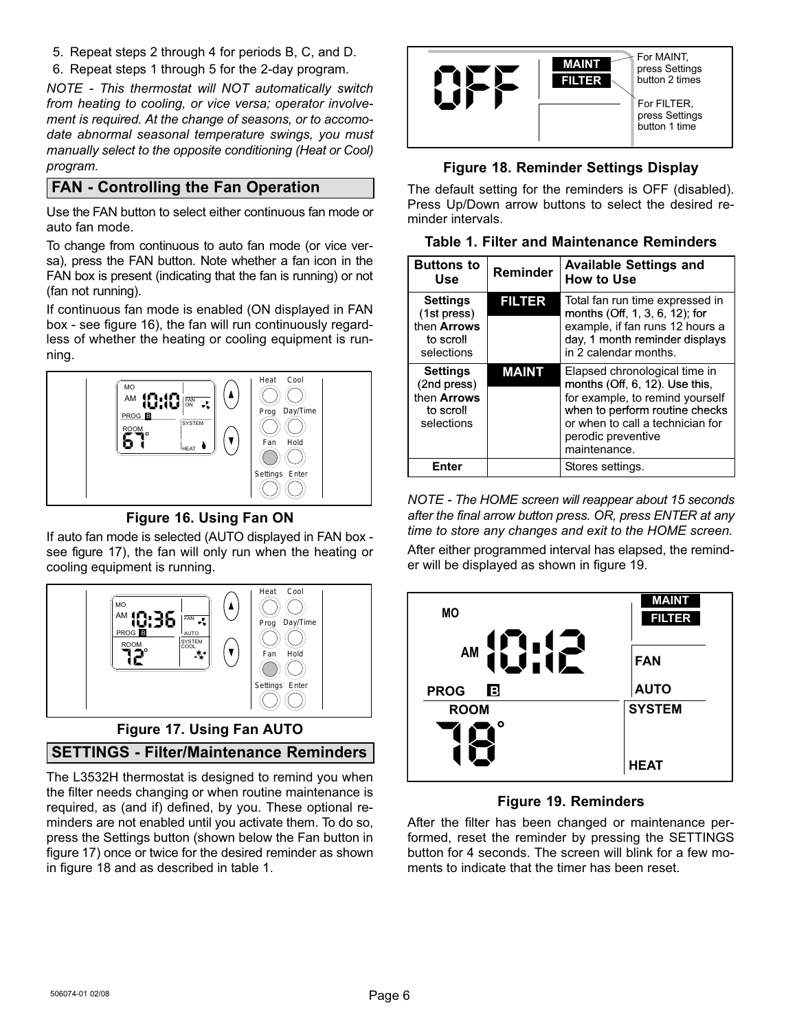5. Repeat steps 2 through 4 for periods B, C, and D.
6. Repeat steps 1 through 5 for the 2-day program.

*NOTE - This thermostat will NOT automatically switch from heating to cooling, or vice versa; operator involvement is required. At the change of seasons, or to accomodate abnormal seasonal temperature swings, you must manually select to the opposite conditioning (Heat or Cool) program.*

## FAN - Controlling the Fan Operation

Use the FAN button to select either continuous fan mode or auto fan mode.

To change from continuous to auto fan mode (or vice versa), press the FAN button. Note whether a fan icon in the FAN box is present (indicating that the fan is running) or not (fan not running).

If continuous fan mode is enabled (ON displayed in FAN box - see figure 16), the fan will run continuously regardless of whether the heating or cooling equipment is running.

**Figure 16. Using Fan ON**

If auto fan mode is selected (AUTO displayed in FAN box - see figure 17), the fan will only run when the heating or cooling equipment is running.

**Figure 17. Using Fan AUTO**

## SETTINGS - Filter/Maintenance Reminders

The L3532H thermostat is designed to remind you when the filter needs changing or when routine maintenance is required, as (and if) defined, by you. These optional reminders are not enabled until you activate them. To do so, press the Settings button (shown below the Fan button in figure 17) once or twice for the desired reminder as shown in figure 18 and as described in table 1.

**Figure 18. Reminder Settings Display**

The default setting for the reminders is OFF (disabled). Press Up/Down arrow buttons to select the desired reminder intervals.

**Table 1. Filter and Maintenance Reminders**

| Buttons to Use | Reminder | Available Settings and How to Use |
|---|---|---|
| **Settings** (1st press) then **Arrows** to scroll selections | **FILTER** | Total fan run time expressed in months (Off, 1, 3, 6, 12); for example, if fan runs 12 hours a day, 1 month reminder displays in 2 calendar months. |
| **Settings** (2nd press) then **Arrows** to scroll selections | **MAINT** | Elapsed chronological time in months (Off, 6, 12). Use this, for example, to remind yourself when to perform routine checks or when to call a technician for perodic preventive maintenance. |
| **Enter** | | Stores settings. |

*NOTE - The HOME screen will reappear about 15 seconds after the final arrow button press. OR, press ENTER at any time to store any changes and exit to the HOME screen.*

After either programmed interval has elapsed, the reminder will be displayed as shown in figure 19.

**Figure 19. Reminders**

After the filter has been changed or maintenance performed, reset the reminder by pressing the SETTINGS button for 4 seconds. The screen will blink for a few moments to indicate that the timer has been reset.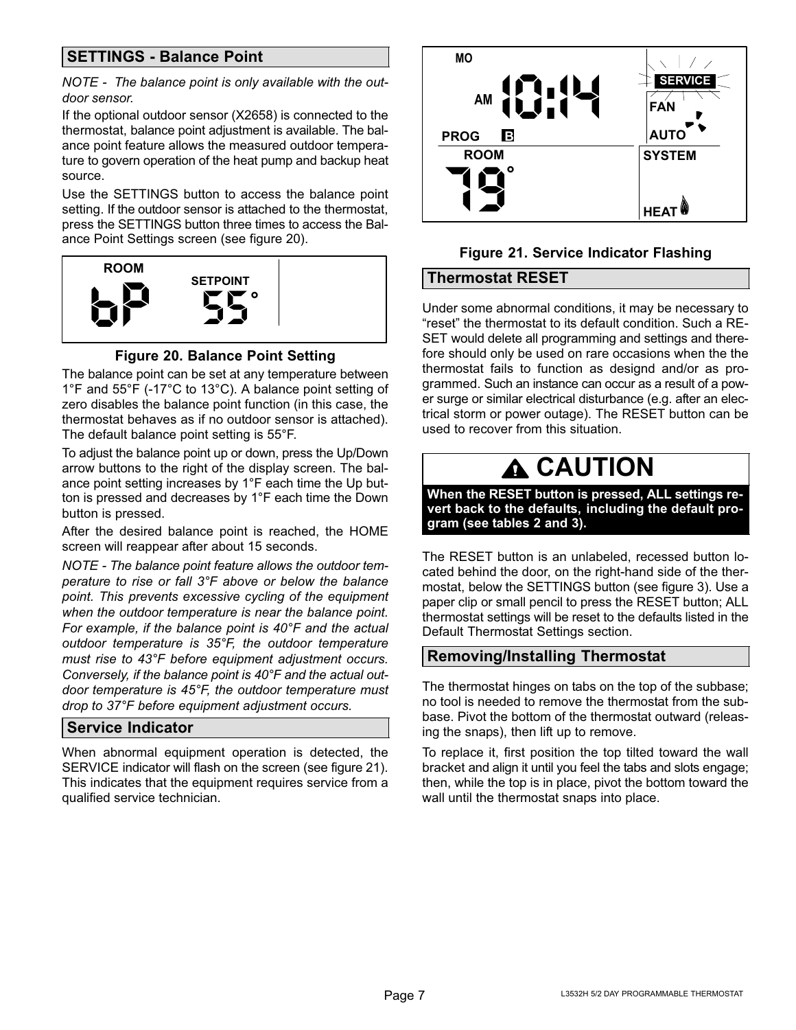## SETTINGS - Balance Point

*NOTE - The balance point is only available with the outdoor sensor.*

If the optional outdoor sensor (X2658) is connected to the thermostat, balance point adjustment is available. The balance point feature allows the measured outdoor temperature to govern operation of the heat pump and backup heat source.

Use the SETTINGS button to access the balance point setting. If the outdoor sensor is attached to the thermostat, press the SETTINGS button three times to access the Balance Point Settings screen (see figure 20).

ROOM bP SETPOINT 55°

**Figure 20. Balance Point Setting**

The balance point can be set at any temperature between 1°F and 55°F (-17°C to 13°C). A balance point setting of zero disables the balance point function (in this case, the thermostat behaves as if no outdoor sensor is attached). The default balance point setting is 55°F.

To adjust the balance point up or down, press the Up/Down arrow buttons to the right of the display screen. The balance point setting increases by 1°F each time the Up button is pressed and decreases by 1°F each time the Down button is pressed.

After the desired balance point is reached, the HOME screen will reappear after about 15 seconds.

*NOTE - The balance point feature allows the outdoor temperature to rise or fall 3°F above or below the balance point. This prevents excessive cycling of the equipment when the outdoor temperature is near the balance point. For example, if the balance point is 40°F and the actual outdoor temperature is 35°F, the outdoor temperature must rise to 43°F before equipment adjustment occurs. Conversely, if the balance point is 40°F and the actual outdoor temperature is 45°F, the outdoor temperature must drop to 37°F before equipment adjustment occurs.*

## Service Indicator

When abnormal equipment operation is detected, the SERVICE indicator will flash on the screen (see figure 21). This indicates that the equipment requires service from a qualified service technician.

MO AM 10:14 PROG B ROOM 79° SERVICE FAN AUTO SYSTEM HEAT

**Figure 21. Service Indicator Flashing**

## Thermostat RESET

Under some abnormal conditions, it may be necessary to "reset" the thermostat to its default condition. Such a RESET would delete all programming and settings and therefore should only be used on rare occasions when the the thermostat fails to function as designd and/or as programmed. Such an instance can occur as a result of a power surge or similar electrical disturbance (e.g. after an electrical storm or power outage). The RESET button can be used to recover from this situation.

**⚠ CAUTION**

**When the RESET button is pressed, ALL settings revert back to the defaults, including the default program (see tables 2 and 3).**

The RESET button is an unlabeled, recessed button located behind the door, on the right-hand side of the thermostat, below the SETTINGS button (see figure 3). Use a paper clip or small pencil to press the RESET button; ALL thermostat settings will be reset to the defaults listed in the Default Thermostat Settings section.

## Removing/Installing Thermostat

The thermostat hinges on tabs on the top of the subbase; no tool is needed to remove the thermostat from the subbase. Pivot the bottom of the thermostat outward (releasing the snaps), then lift up to remove.

To replace it, first position the top tilted toward the wall bracket and align it until you feel the tabs and slots engage; then, while the top is in place, pivot the bottom toward the wall until the thermostat snaps into place.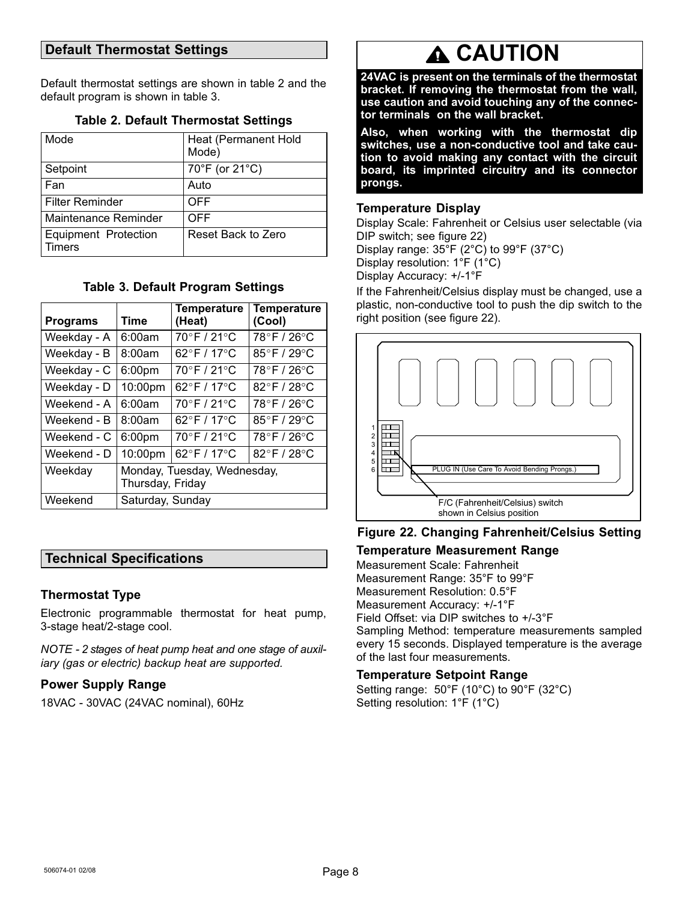## Default Thermostat Settings

Default thermostat settings are shown in table 2 and the default program is shown in table 3.

**Table 2. Default Thermostat Settings**

| Mode | Heat (Permanent Hold Mode) |
|---|---|
| Setpoint | 70°F (or 21°C) |
| Fan | Auto |
| Filter Reminder | OFF |
| Maintenance Reminder | OFF |
| Equipment Protection Timers | Reset Back to Zero |

**Table 3. Default Program Settings**

| Programs | Time | Temperature (Heat) | Temperature (Cool) |
|---|---|---|---|
| Weekday - A | 6:00am | 70°F / 21°C | 78°F / 26°C |
| Weekday - B | 8:00am | 62°F / 17°C | 85°F / 29°C |
| Weekday - C | 6:00pm | 70°F / 21°C | 78°F / 26°C |
| Weekday - D | 10:00pm | 62°F / 17°C | 82°F / 28°C |
| Weekend - A | 6:00am | 70°F / 21°C | 78°F / 26°C |
| Weekend - B | 8:00am | 62°F / 17°C | 85°F / 29°C |
| Weekend - C | 6:00pm | 70°F / 21°C | 78°F / 26°C |
| Weekend - D | 10:00pm | 62°F / 17°C | 82°F / 28°C |
| Weekday | Monday, Tuesday, Wednesday, Thursday, Friday | | |
| Weekend | Saturday, Sunday | | |

## Technical Specifications

### Thermostat Type

Electronic programmable thermostat for heat pump, 3-stage heat/2-stage cool.

*NOTE - 2 stages of heat pump heat and one stage of auxiliary (gas or electric) backup heat are supported.*

### Power Supply Range

18VAC - 30VAC (24VAC nominal), 60Hz

## ⚠ CAUTION

**24VAC is present on the terminals of the thermostat bracket. If removing the thermostat from the wall, use caution and avoid touching any of the connector terminals on the wall bracket.**

**Also, when working with the thermostat dip switches, use a non-conductive tool and take caution to avoid making any contact with the circuit board, its imprinted circuitry and its connector prongs.**

### Temperature Display

Display Scale: Fahrenheit or Celsius user selectable (via DIP switch; see figure 22)
Display range: 35°F (2°C) to 99°F (37°C)
Display resolution: 1°F (1°C)
Display Accuracy: +/-1°F

If the Fahrenheit/Celsius display must be changed, use a plastic, non-conductive tool to push the dip switch to the right position (see figure 22).

1
2
3
4
5
6
PLUG IN (Use Care To Avoid Bending Prongs.)
F/C (Fahrenheit/Celsius) switch shown in Celsius position

**Figure 22. Changing Fahrenheit/Celsius Setting**

### Temperature Measurement Range

Measurement Scale: Fahrenheit
Measurement Range: 35°F to 99°F
Measurement Resolution: 0.5°F
Measurement Accuracy: +/-1°F
Field Offset: via DIP switches to +/-3°F
Sampling Method: temperature measurements sampled every 15 seconds. Displayed temperature is the average of the last four measurements.

### Temperature Setpoint Range

Setting range: 50°F (10°C) to 90°F (32°C)
Setting resolution: 1°F (1°C)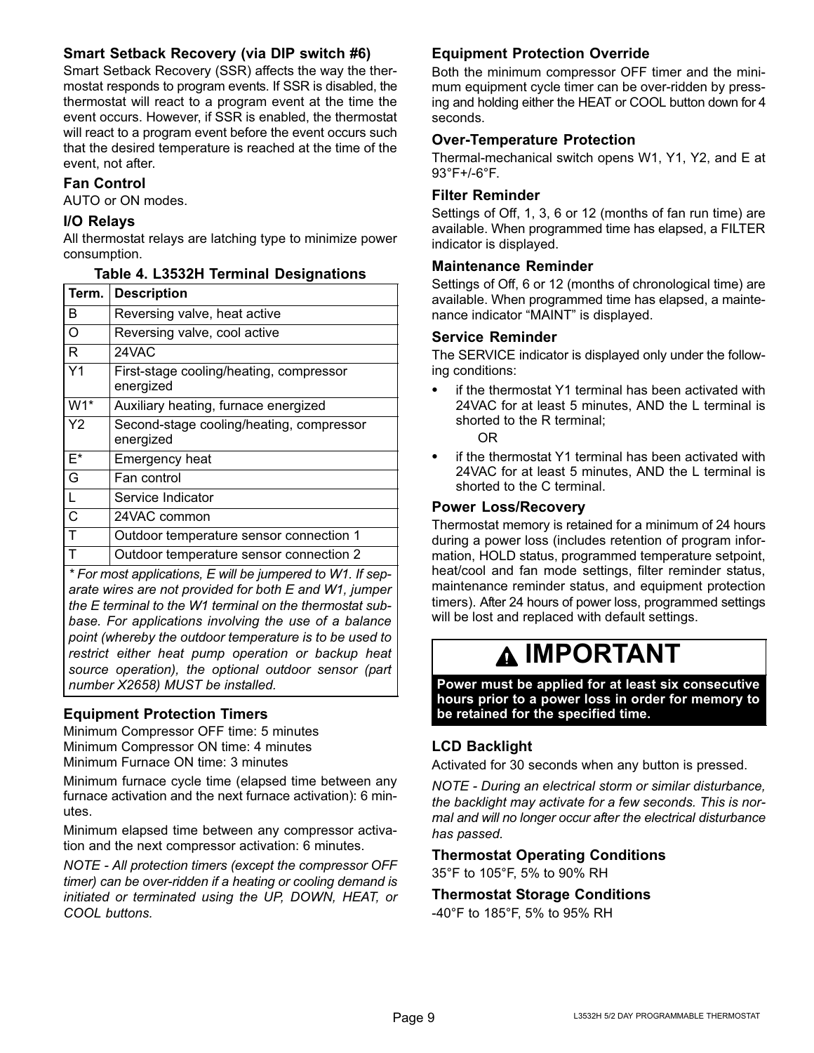### Smart Setback Recovery (via DIP switch #6)

Smart Setback Recovery (SSR) affects the way the thermostat responds to program events. If SSR is disabled, the thermostat will react to a program event at the time the event occurs. However, if SSR is enabled, the thermostat will react to a program event before the event occurs such that the desired temperature is reached at the time of the event, not after.

### Fan Control

AUTO or ON modes.

### I/O Relays

All thermostat relays are latching type to minimize power consumption.

**Table 4. L3532H Terminal Designations**

| Term. | Description |
|---|---|
| B | Reversing valve, heat active |
| O | Reversing valve, cool active |
| R | 24VAC |
| Y1 | First-stage cooling/heating, compressor energized |
| W1* | Auxiliary heating, furnace energized |
| Y2 | Second-stage cooling/heating, compressor energized |
| E* | Emergency heat |
| G | Fan control |
| L | Service Indicator |
| C | 24VAC common |
| T | Outdoor temperature sensor connection 1 |
| T | Outdoor temperature sensor connection 2 |

*\* For most applications, E will be jumpered to W1. If separate wires are not provided for both E and W1, jumper the E terminal to the W1 terminal on the thermostat subbase. For applications involving the use of a balance point (whereby the outdoor temperature is to be used to restrict either heat pump operation or backup heat source operation), the optional outdoor sensor (part number X2658) MUST be installed.*

### Equipment Protection Timers

Minimum Compressor OFF time: 5 minutes
Minimum Compressor ON time: 4 minutes
Minimum Furnace ON time: 3 minutes

Minimum furnace cycle time (elapsed time between any furnace activation and the next furnace activation): 6 minutes.

Minimum elapsed time between any compressor activation and the next compressor activation: 6 minutes.

*NOTE - All protection timers (except the compressor OFF timer) can be over-ridden if a heating or cooling demand is initiated or terminated using the UP, DOWN, HEAT, or COOL buttons.*

### Equipment Protection Override

Both the minimum compressor OFF timer and the minimum equipment cycle timer can be over-ridden by pressing and holding either the HEAT or COOL button down for 4 seconds.

### Over-Temperature Protection

Thermal-mechanical switch opens W1, Y1, Y2, and E at 93°F+/-6°F.

### Filter Reminder

Settings of Off, 1, 3, 6 or 12 (months of fan run time) are available. When programmed time has elapsed, a FILTER indicator is displayed.

### Maintenance Reminder

Settings of Off, 6 or 12 (months of chronological time) are available. When programmed time has elapsed, a maintenance indicator "MAINT" is displayed.

### Service Reminder

The SERVICE indicator is displayed only under the following conditions:

- if the thermostat Y1 terminal has been activated with 24VAC for at least 5 minutes, AND the L terminal is shorted to the R terminal;

  OR

- if the thermostat Y1 terminal has been activated with 24VAC for at least 5 minutes, AND the L terminal is shorted to the C terminal.

### Power Loss/Recovery

Thermostat memory is retained for a minimum of 24 hours during a power loss (includes retention of program information, HOLD status, programmed temperature setpoint, heat/cool and fan mode settings, filter reminder status, maintenance reminder status, and equipment protection timers). After 24 hours of power loss, programmed settings will be lost and replaced with default settings.

## IMPORTANT

**Power must be applied for at least six consecutive hours prior to a power loss in order for memory to be retained for the specified time.**

### LCD Backlight

Activated for 30 seconds when any button is pressed.

*NOTE - During an electrical storm or similar disturbance, the backlight may activate for a few seconds. This is normal and will no longer occur after the electrical disturbance has passed.*

### Thermostat Operating Conditions

35°F to 105°F, 5% to 90% RH

### Thermostat Storage Conditions

-40°F to 185°F, 5% to 95% RH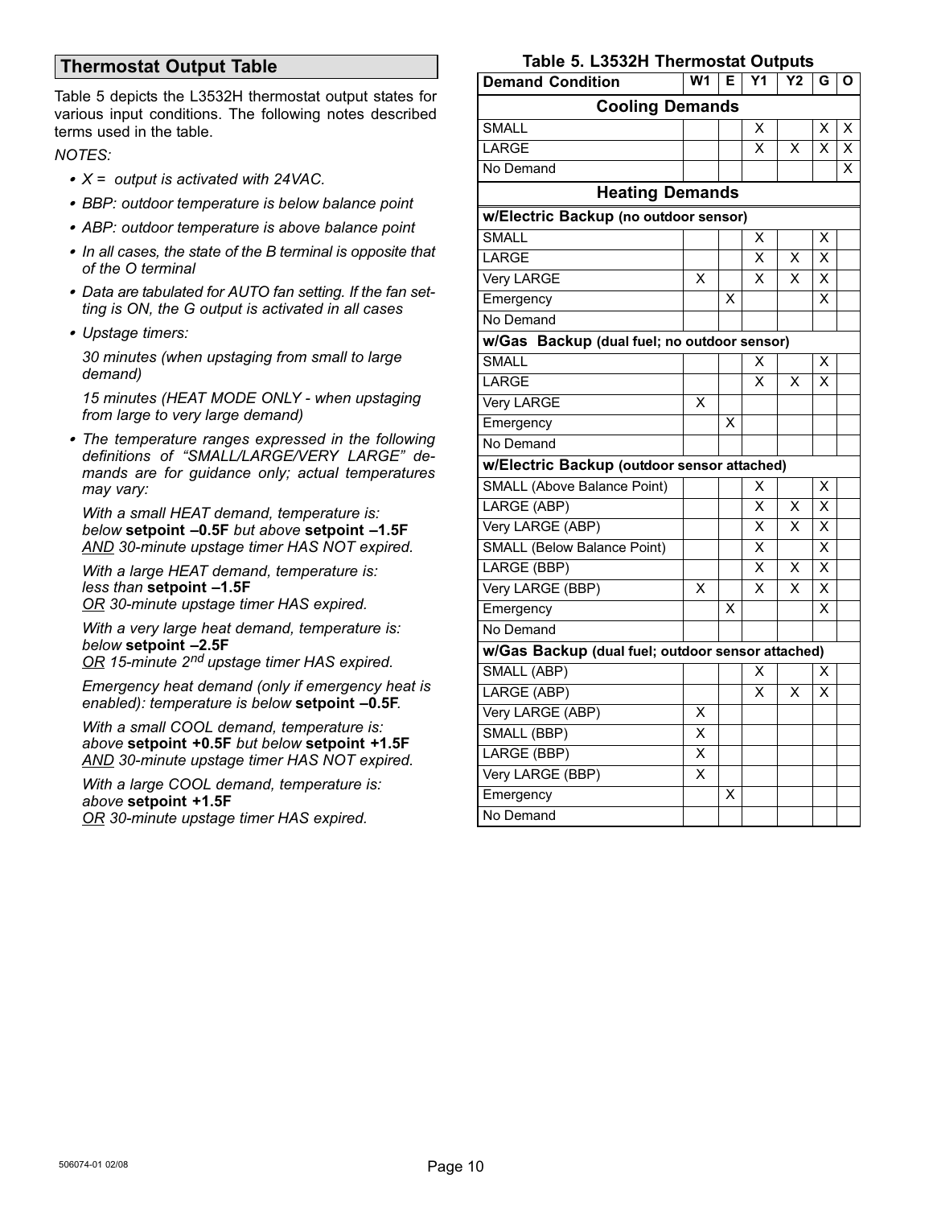## Thermostat Output Table

Table 5 depicts the L3532H thermostat output states for various input conditions. The following notes described terms used in the table.

*NOTES:*

- *X = output is activated with 24VAC.*
- *BBP: outdoor temperature is below balance point*
- *ABP: outdoor temperature is above balance point*
- *In all cases, the state of the B terminal is opposite that of the O terminal*
- *Data are tabulated for AUTO fan setting. If the fan setting is ON, the G output is activated in all cases*
- *Upstage timers:*

  *30 minutes (when upstaging from small to large demand)*

  *15 minutes (HEAT MODE ONLY - when upstaging from large to very large demand)*
- *The temperature ranges expressed in the following definitions of “SMALL/LARGE/VERY LARGE” demands are for guidance only; actual temperatures may vary:*

  *With a small HEAT demand, temperature is: below* **setpoint –0.5F** *but above* **setpoint –1.5F** *AND 30-minute upstage timer HAS NOT expired.*

  *With a large HEAT demand, temperature is: less than* **setpoint –1.5F** *OR 30-minute upstage timer HAS expired.*

  *With a very large heat demand, temperature is: below* **setpoint –2.5F** *OR 15-minute 2nd upstage timer HAS expired.*

  *Emergency heat demand (only if emergency heat is enabled): temperature is below* **setpoint –0.5F**.

  *With a small COOL demand, temperature is: above* **setpoint +0.5F** *but below* **setpoint +1.5F** *AND 30-minute upstage timer HAS NOT expired.*

  *With a large COOL demand, temperature is: above* **setpoint +1.5F** *OR 30-minute upstage timer HAS expired.*

**Table 5. L3532H Thermostat Outputs**

| Demand Condition | W1 | E | Y1 | Y2 | G | O |
|---|---|---|---|---|---|---|
| **Cooling Demands** | | | | | | |
| SMALL | | | X | | X | X |
| LARGE | | | X | X | X | X |
| No Demand | | | | | | X |
| **Heating Demands** | | | | | | |
| **w/Electric Backup (no outdoor sensor)** | | | | | | |
| SMALL | | | X | | X | |
| LARGE | | | X | X | X | |
| Very LARGE | X | | X | X | X | |
| Emergency | | X | | | X | |
| No Demand | | | | | | |
| **w/Gas Backup (dual fuel; no outdoor sensor)** | | | | | | |
| SMALL | | | X | | X | |
| LARGE | | | X | X | X | |
| Very LARGE | X | | | | | |
| Emergency | | X | | | | |
| No Demand | | | | | | |
| **w/Electric Backup (outdoor sensor attached)** | | | | | | |
| SMALL (Above Balance Point) | | | X | | X | |
| LARGE (ABP) | | | X | X | X | |
| Very LARGE (ABP) | | | X | X | X | |
| SMALL (Below Balance Point) | | | X | | X | |
| LARGE (BBP) | | | X | X | X | |
| Very LARGE (BBP) | X | | X | X | X | |
| Emergency | | X | | | X | |
| No Demand | | | | | | |
| **w/Gas Backup (dual fuel; outdoor sensor attached)** | | | | | | |
| SMALL (ABP) | | | X | | X | |
| LARGE (ABP) | | | X | X | X | |
| Very LARGE (ABP) | X | | | | | |
| SMALL (BBP) | X | | | | | |
| LARGE (BBP) | X | | | | | |
| Very LARGE (BBP) | X | | | | | |
| Emergency | | X | | | | |
| No Demand | | | | | | |

506074-01 02/08